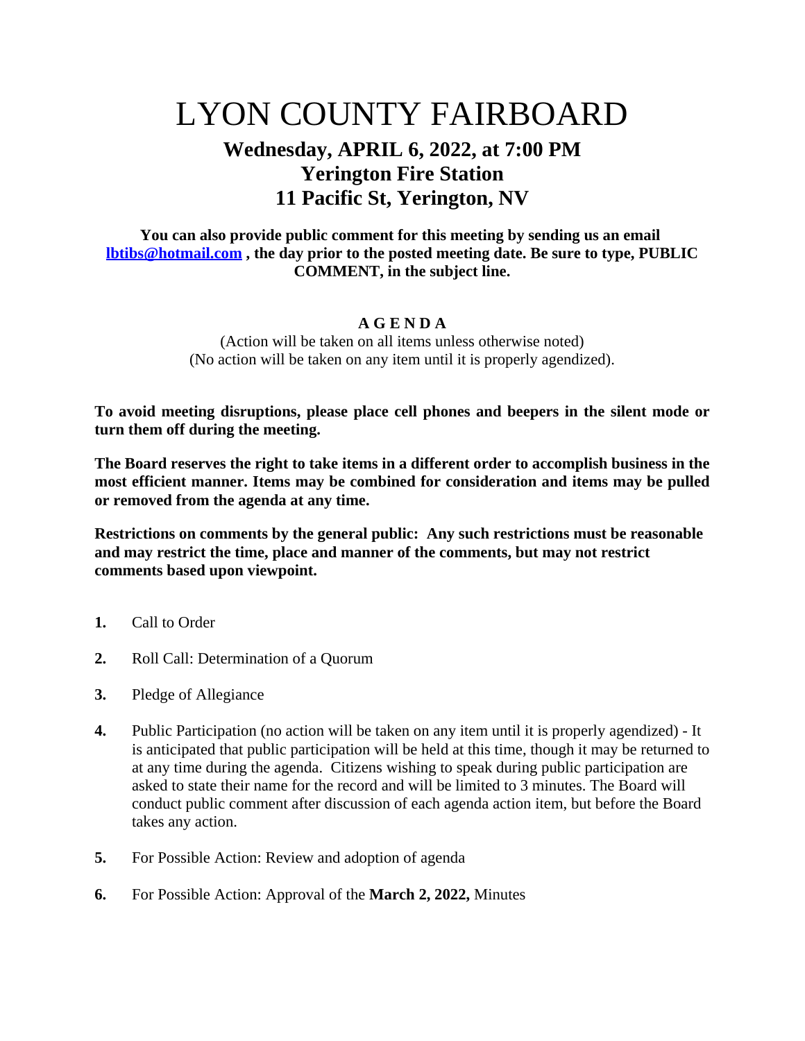# LYON COUNTY FAIRBOARD

## Wednesday, APRIL 6, 2022, at 7:00 PM
## Yerington Fire Station
## 11 Pacific St, Yerington, NV

**You can also provide public comment for this meeting by sending us an email [lbtibs@hotmail.com](mailto:lbtibs@hotmail.com) , the day prior to the posted meeting date. Be sure to type, PUBLIC COMMENT, in the subject line.**

**A G E N D A**

(Action will be taken on all items unless otherwise noted)
(No action will be taken on any item until it is properly agendized).

**To avoid meeting disruptions, please place cell phones and beepers in the silent mode or turn them off during the meeting.**

**The Board reserves the right to take items in a different order to accomplish business in the most efficient manner. Items may be combined for consideration and items may be pulled or removed from the agenda at any time.**

**Restrictions on comments by the general public: Any such restrictions must be reasonable and may restrict the time, place and manner of the comments, but may not restrict comments based upon viewpoint.**

1. Call to Order
2. Roll Call: Determination of a Quorum
3. Pledge of Allegiance
4. Public Participation (no action will be taken on any item until it is properly agendized) - It is anticipated that public participation will be held at this time, though it may be returned to at any time during the agenda. Citizens wishing to speak during public participation are asked to state their name for the record and will be limited to 3 minutes. The Board will conduct public comment after discussion of each agenda action item, but before the Board takes any action.
5. For Possible Action: Review and adoption of agenda
6. For Possible Action: Approval of the **March 2, 2022,** Minutes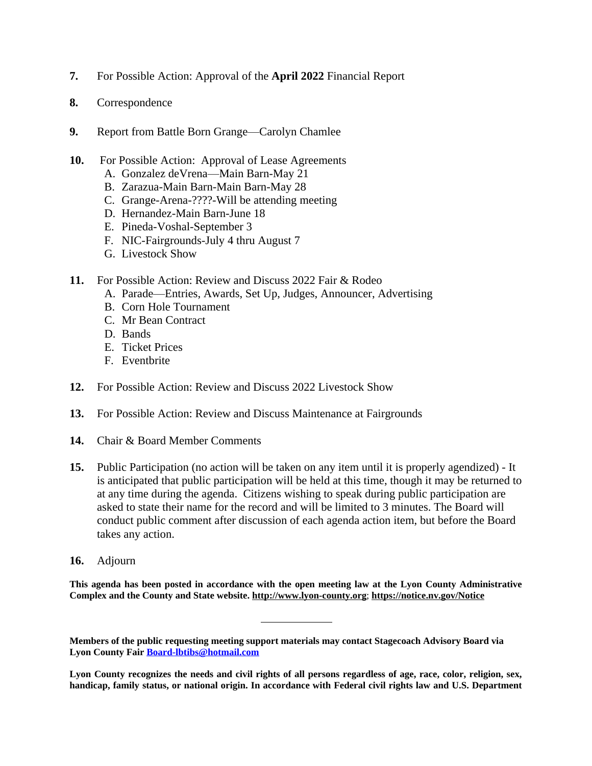**7.** For Possible Action: Approval of the **April 2022** Financial Report

**8.** Correspondence

**9.** Report from Battle Born Grange—Carolyn Chamlee

**10.** For Possible Action: Approval of Lease Agreements
   A. Gonzalez deVrena—Main Barn-May 21
   B. Zarazua-Main Barn-Main Barn-May 28
   C. Grange-Arena-????-Will be attending meeting
   D. Hernandez-Main Barn-June 18
   E. Pineda-Voshal-September 3
   F. NIC-Fairgrounds-July 4 thru August 7
   G. Livestock Show

**11.** For Possible Action: Review and Discuss 2022 Fair & Rodeo
   A. Parade—Entries, Awards, Set Up, Judges, Announcer, Advertising
   B. Corn Hole Tournament
   C. Mr Bean Contract
   D. Bands
   E. Ticket Prices
   F. Eventbrite

**12.** For Possible Action: Review and Discuss 2022 Livestock Show

**13.** For Possible Action: Review and Discuss Maintenance at Fairgrounds

**14.** Chair & Board Member Comments

**15.** Public Participation (no action will be taken on any item until it is properly agendized) - It is anticipated that public participation will be held at this time, though it may be returned to at any time during the agenda. Citizens wishing to speak during public participation are asked to state their name for the record and will be limited to 3 minutes. The Board will conduct public comment after discussion of each agenda action item, but before the Board takes any action.

**16.** Adjourn

**This agenda has been posted in accordance with the open meeting law at the Lyon County Administrative Complex and the County and State website. http://www.lyon-county.org; https://notice.nv.gov/Notice**

---

**Members of the public requesting meeting support materials may contact Stagecoach Advisory Board via Lyon County Fair Board-lbtibs@hotmail.com**

**Lyon County recognizes the needs and civil rights of all persons regardless of age, race, color, religion, sex, handicap, family status, or national origin. In accordance with Federal civil rights law and U.S. Department**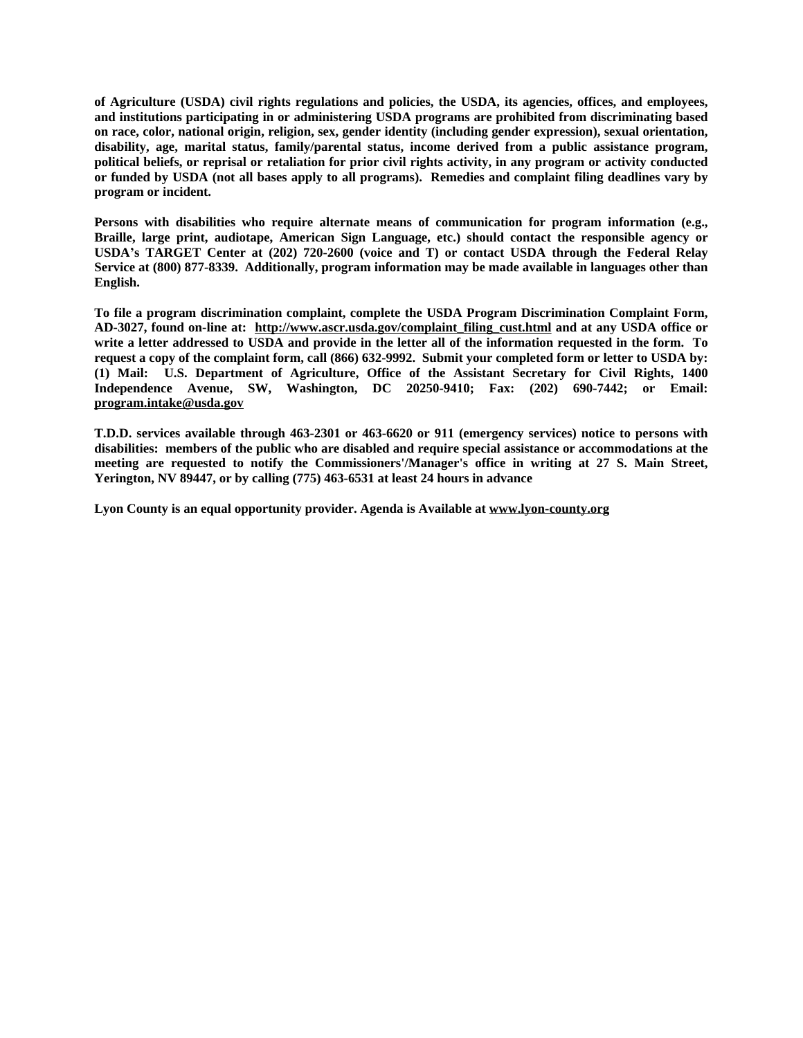**of Agriculture (USDA) civil rights regulations and policies, the USDA, its agencies, offices, and employees, and institutions participating in or administering USDA programs are prohibited from discriminating based on race, color, national origin, religion, sex, gender identity (including gender expression), sexual orientation, disability, age, marital status, family/parental status, income derived from a public assistance program, political beliefs, or reprisal or retaliation for prior civil rights activity, in any program or activity conducted or funded by USDA (not all bases apply to all programs). Remedies and complaint filing deadlines vary by program or incident.**

**Persons with disabilities who require alternate means of communication for program information (e.g., Braille, large print, audiotape, American Sign Language, etc.) should contact the responsible agency or USDA's TARGET Center at (202) 720-2600 (voice and T) or contact USDA through the Federal Relay Service at (800) 877-8339. Additionally, program information may be made available in languages other than English.**

**To file a program discrimination complaint, complete the USDA Program Discrimination Complaint Form, AD-3027, found on-line at: http://www.ascr.usda.gov/complaint_filing_cust.html and at any USDA office or write a letter addressed to USDA and provide in the letter all of the information requested in the form. To request a copy of the complaint form, call (866) 632-9992. Submit your completed form or letter to USDA by: (1) Mail: U.S. Department of Agriculture, Office of the Assistant Secretary for Civil Rights, 1400 Independence Avenue, SW, Washington, DC 20250-9410; Fax: (202) 690-7442; or Email: program.intake@usda.gov**

**T.D.D. services available through 463-2301 or 463-6620 or 911 (emergency services) notice to persons with disabilities: members of the public who are disabled and require special assistance or accommodations at the meeting are requested to notify the Commissioners'/Manager's office in writing at 27 S. Main Street, Yerington, NV 89447, or by calling (775) 463-6531 at least 24 hours in advance**

**Lyon County is an equal opportunity provider. Agenda is Available at www.lyon-county.org**